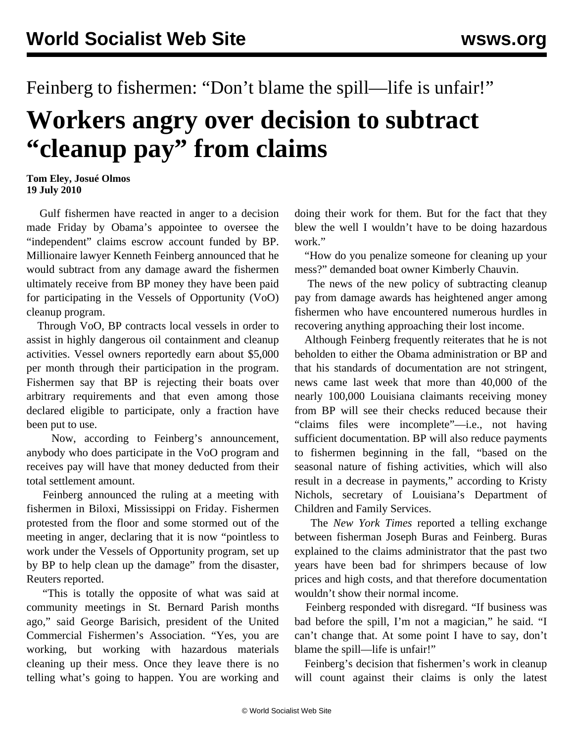Feinberg to fishermen: “Don’t blame the spill—life is unfair!”

# Workers angry over decision to subtract “cleanup pay” from claims

**Tom Eley, Josué Olmos**
**19 July 2010**

Gulf fishermen have reacted in anger to a decision made Friday by Obama’s appointee to oversee the “independent” claims escrow account funded by BP. Millionaire lawyer Kenneth Feinberg announced that he would subtract from any damage award the fishermen ultimately receive from BP money they have been paid for participating in the Vessels of Opportunity (VoO) cleanup program.

Through VoO, BP contracts local vessels in order to assist in highly dangerous oil containment and cleanup activities. Vessel owners reportedly earn about $5,000 per month through their participation in the program. Fishermen say that BP is rejecting their boats over arbitrary requirements and that even among those declared eligible to participate, only a fraction have been put to use.

Now, according to Feinberg’s announcement, anybody who does participate in the VoO program and receives pay will have that money deducted from their total settlement amount.

Feinberg announced the ruling at a meeting with fishermen in Biloxi, Mississippi on Friday. Fishermen protested from the floor and some stormed out of the meeting in anger, declaring that it is now “pointless to work under the Vessels of Opportunity program, set up by BP to help clean up the damage” from the disaster, Reuters reported.

“This is totally the opposite of what was said at community meetings in St. Bernard Parish months ago,” said George Barisich, president of the United Commercial Fishermen’s Association. “Yes, you are working, but working with hazardous materials cleaning up their mess. Once they leave there is no telling what’s going to happen. You are working and doing their work for them. But for the fact that they blew the well I wouldn’t have to be doing hazardous work.”

“How do you penalize someone for cleaning up your mess?” demanded boat owner Kimberly Chauvin.

The news of the new policy of subtracting cleanup pay from damage awards has heightened anger among fishermen who have encountered numerous hurdles in recovering anything approaching their lost income.

Although Feinberg frequently reiterates that he is not beholden to either the Obama administration or BP and that his standards of documentation are not stringent, news came last week that more than 40,000 of the nearly 100,000 Louisiana claimants receiving money from BP will see their checks reduced because their “claims files were incomplete”—i.e., not having sufficient documentation. BP will also reduce payments to fishermen beginning in the fall, “based on the seasonal nature of fishing activities, which will also result in a decrease in payments,” according to Kristy Nichols, secretary of Louisiana’s Department of Children and Family Services.

The *New York Times* reported a telling exchange between fisherman Joseph Buras and Feinberg. Buras explained to the claims administrator that the past two years have been bad for shrimpers because of low prices and high costs, and that therefore documentation wouldn’t show their normal income.

Feinberg responded with disregard. “If business was bad before the spill, I’m not a magician,” he said. “I can’t change that. At some point I have to say, don’t blame the spill—life is unfair!”

Feinberg’s decision that fishermen’s work in cleanup will count against their claims is only the latest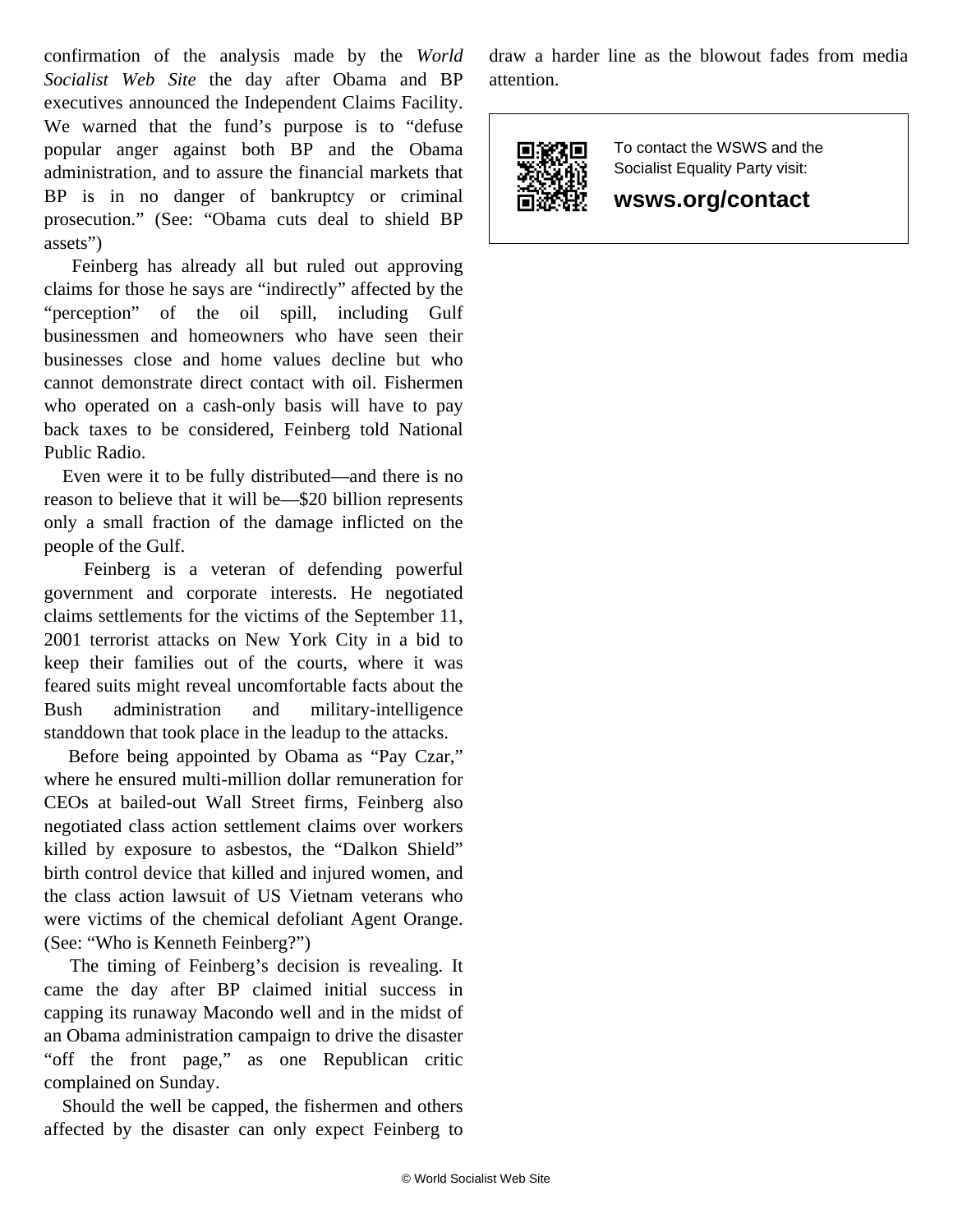confirmation of the analysis made by the *World Socialist Web Site* the day after Obama and BP executives announced the Independent Claims Facility. We warned that the fund's purpose is to "defuse popular anger against both BP and the Obama administration, and to assure the financial markets that BP is in no danger of bankruptcy or criminal prosecution." (See: "Obama cuts deal to shield BP assets")

Feinberg has already all but ruled out approving claims for those he says are "indirectly" affected by the "perception" of the oil spill, including Gulf businessmen and homeowners who have seen their businesses close and home values decline but who cannot demonstrate direct contact with oil. Fishermen who operated on a cash-only basis will have to pay back taxes to be considered, Feinberg told National Public Radio.

Even were it to be fully distributed—and there is no reason to believe that it will be—$20 billion represents only a small fraction of the damage inflicted on the people of the Gulf.

Feinberg is a veteran of defending powerful government and corporate interests. He negotiated claims settlements for the victims of the September 11, 2001 terrorist attacks on New York City in a bid to keep their families out of the courts, where it was feared suits might reveal uncomfortable facts about the Bush administration and military-intelligence standdown that took place in the leadup to the attacks.

Before being appointed by Obama as "Pay Czar," where he ensured multi-million dollar remuneration for CEOs at bailed-out Wall Street firms, Feinberg also negotiated class action settlement claims over workers killed by exposure to asbestos, the "Dalkon Shield" birth control device that killed and injured women, and the class action lawsuit of US Vietnam veterans who were victims of the chemical defoliant Agent Orange. (See: "Who is Kenneth Feinberg?")

The timing of Feinberg's decision is revealing. It came the day after BP claimed initial success in capping its runaway Macondo well and in the midst of an Obama administration campaign to drive the disaster "off the front page," as one Republican critic complained on Sunday.

Should the well be capped, the fishermen and others affected by the disaster can only expect Feinberg to draw a harder line as the blowout fades from media attention.

To contact the WSWS and the Socialist Equality Party visit:

**wsws.org/contact**